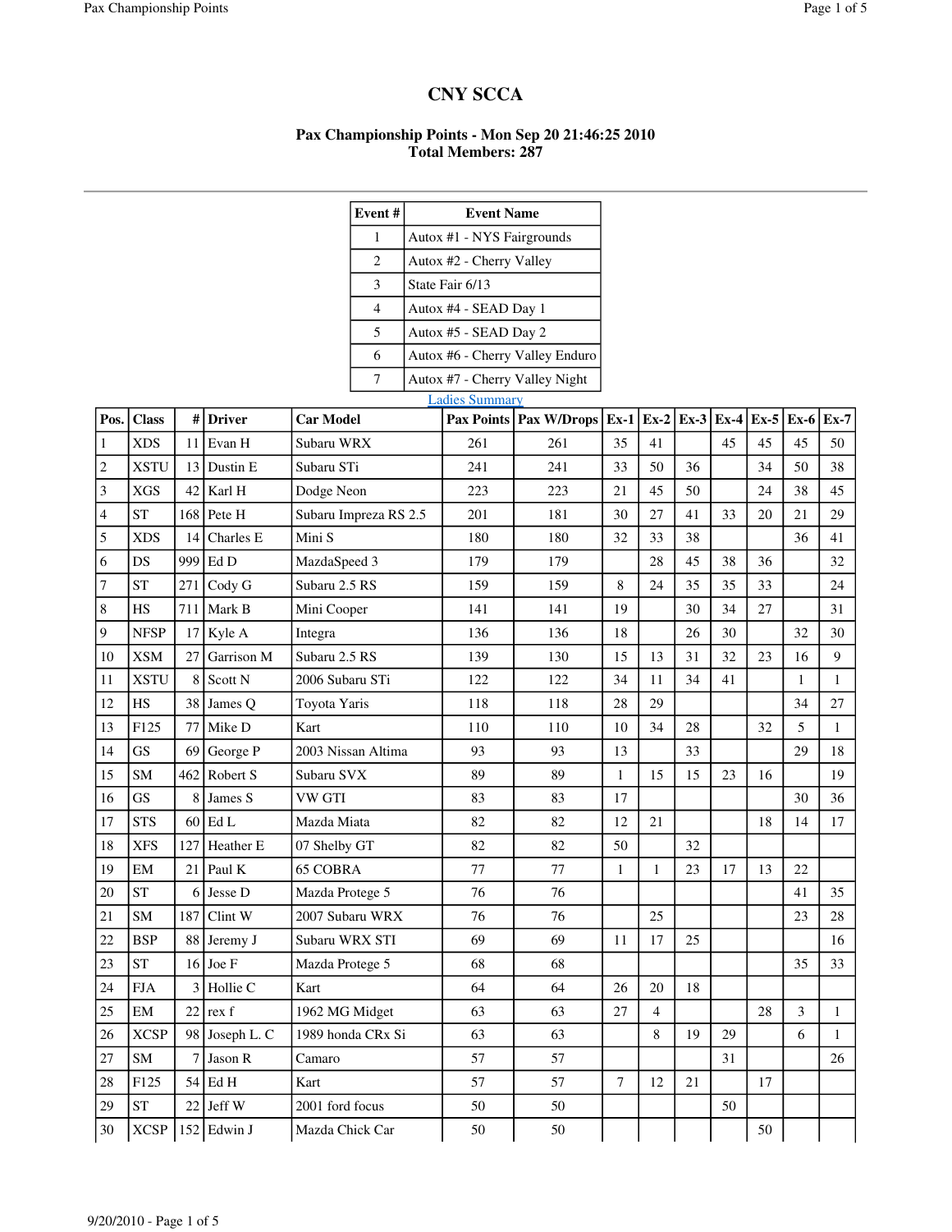# CNY SCCA

### Pax Championship Points - Mon Sep 20 21:46:25 2010
### Total Members: 287

| Event # | Event Name |
|---|---|
| 1 | Autox #1 - NYS Fairgrounds |
| 2 | Autox #2 - Cherry Valley |
| 3 | State Fair 6/13 |
| 4 | Autox #4 - SEAD Day 1 |
| 5 | Autox #5 - SEAD Day 2 |
| 6 | Autox #6 - Cherry Valley Enduro |
| 7 | Autox #7 - Cherry Valley Night |

Ladies Summary

| Pos. | Class | # | Driver | Car Model | Pax Points | Pax W/Drops | Ex-1 | Ex-2 | Ex-3 | Ex-4 | Ex-5 | Ex-6 | Ex-7 |
|---|---|---|---|---|---|---|---|---|---|---|---|---|---|
| 1 | XDS | 11 | Evan H | Subaru WRX | 261 | 261 | 35 | 41 | | 45 | 45 | 45 | 50 |
| 2 | XSTU | 13 | Dustin E | Subaru STi | 241 | 241 | 33 | 50 | 36 | | 34 | 50 | 38 |
| 3 | XGS | 42 | Karl H | Dodge Neon | 223 | 223 | 21 | 45 | 50 | | 24 | 38 | 45 |
| 4 | ST | 168 | Pete H | Subaru Impreza RS 2.5 | 201 | 181 | 30 | 27 | 41 | 33 | 20 | 21 | 29 |
| 5 | XDS | 14 | Charles E | Mini S | 180 | 180 | 32 | 33 | 38 | | | 36 | 41 |
| 6 | DS | 999 | Ed D | MazdaSpeed 3 | 179 | 179 | | 28 | 45 | 38 | 36 | | 32 |
| 7 | ST | 271 | Cody G | Subaru 2.5 RS | 159 | 159 | 8 | 24 | 35 | 35 | 33 | | 24 |
| 8 | HS | 711 | Mark B | Mini Cooper | 141 | 141 | 19 | | 30 | 34 | 27 | | 31 |
| 9 | NFSP | 17 | Kyle A | Integra | 136 | 136 | 18 | | 26 | 30 | | 32 | 30 |
| 10 | XSM | 27 | Garrison M | Subaru 2.5 RS | 139 | 130 | 15 | 13 | 31 | 32 | 23 | 16 | 9 |
| 11 | XSTU | 8 | Scott N | 2006 Subaru STi | 122 | 122 | 34 | 11 | 34 | 41 | | 1 | 1 |
| 12 | HS | 38 | James Q | Toyota Yaris | 118 | 118 | 28 | 29 | | | | 34 | 27 |
| 13 | F125 | 77 | Mike D | Kart | 110 | 110 | 10 | 34 | 28 | | 32 | 5 | 1 |
| 14 | GS | 69 | George P | 2003 Nissan Altima | 93 | 93 | 13 | | 33 | | | 29 | 18 |
| 15 | SM | 462 | Robert S | Subaru SVX | 89 | 89 | 1 | 15 | 15 | 23 | 16 | | 19 |
| 16 | GS | 8 | James S | VW GTI | 83 | 83 | 17 | | | | | 30 | 36 |
| 17 | STS | 60 | Ed L | Mazda Miata | 82 | 82 | 12 | 21 | | | 18 | 14 | 17 |
| 18 | XFS | 127 | Heather E | 07 Shelby GT | 82 | 82 | 50 | | 32 | | | | |
| 19 | EM | 21 | Paul K | 65 COBRA | 77 | 77 | 1 | 1 | 23 | 17 | 13 | 22 | |
| 20 | ST | 6 | Jesse D | Mazda Protege 5 | 76 | 76 | | | | | | 41 | 35 |
| 21 | SM | 187 | Clint W | 2007 Subaru WRX | 76 | 76 | | 25 | | | | 23 | 28 |
| 22 | BSP | 88 | Jeremy J | Subaru WRX STI | 69 | 69 | 11 | 17 | 25 | | | | 16 |
| 23 | ST | 16 | Joe F | Mazda Protege 5 | 68 | 68 | | | | | | 35 | 33 |
| 24 | FJA | 3 | Hollie C | Kart | 64 | 64 | 26 | 20 | 18 | | | | |
| 25 | EM | 22 | rex f | 1962 MG Midget | 63 | 63 | 27 | 4 | | | 28 | 3 | 1 |
| 26 | XCSP | 98 | Joseph L. C | 1989 honda CRx Si | 63 | 63 | | 8 | 19 | 29 | | 6 | 1 |
| 27 | SM | 7 | Jason R | Camaro | 57 | 57 | | | | 31 | | | 26 |
| 28 | F125 | 54 | Ed H | Kart | 57 | 57 | 7 | 12 | 21 | | 17 | | |
| 29 | ST | 22 | Jeff W | 2001 ford focus | 50 | 50 | | | | 50 | | | |
| 30 | XCSP | 152 | Edwin J | Mazda Chick Car | 50 | 50 | | | | | 50 | | |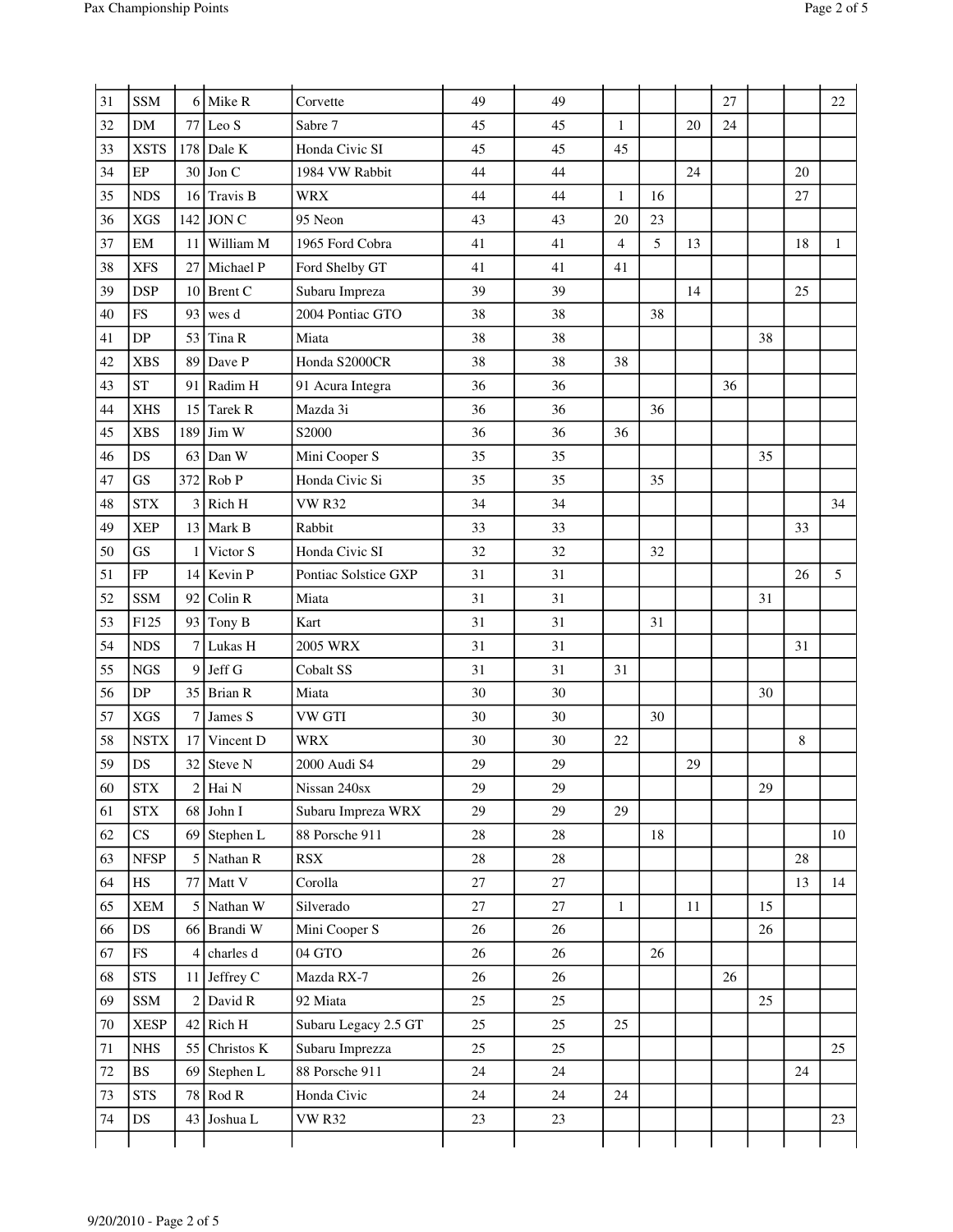| | | | | | | | | | | | | | | |
|---|---|---|---|---|---|---|---|---|---|---|---|---|---|---|
| 31 | SSM | 6 | Mike R | Corvette | 49 | 49 | | | | 27 | | | 22 |
| 32 | DM | 77 | Leo S | Sabre 7 | 45 | 45 | 1 | | 20 | 24 | | | |
| 33 | XSTS | 178 | Dale K | Honda Civic SI | 45 | 45 | 45 | | | | | | |
| 34 | EP | 30 | Jon C | 1984 VW Rabbit | 44 | 44 | | | 24 | | | 20 | |
| 35 | NDS | 16 | Travis B | WRX | 44 | 44 | 1 | 16 | | | | 27 | |
| 36 | XGS | 142 | JON C | 95 Neon | 43 | 43 | 20 | 23 | | | | | |
| 37 | EM | 11 | William M | 1965 Ford Cobra | 41 | 41 | 4 | 5 | 13 | | | 18 | 1 |
| 38 | XFS | 27 | Michael P | Ford Shelby GT | 41 | 41 | 41 | | | | | | |
| 39 | DSP | 10 | Brent C | Subaru Impreza | 39 | 39 | | | 14 | | | 25 | |
| 40 | FS | 93 | wes d | 2004 Pontiac GTO | 38 | 38 | | 38 | | | | | |
| 41 | DP | 53 | Tina R | Miata | 38 | 38 | | | | | 38 | | |
| 42 | XBS | 89 | Dave P | Honda S2000CR | 38 | 38 | 38 | | | | | | |
| 43 | ST | 91 | Radim H | 91 Acura Integra | 36 | 36 | | | | 36 | | | |
| 44 | XHS | 15 | Tarek R | Mazda 3i | 36 | 36 | | 36 | | | | | |
| 45 | XBS | 189 | Jim W | S2000 | 36 | 36 | 36 | | | | | | |
| 46 | DS | 63 | Dan W | Mini Cooper S | 35 | 35 | | | | | 35 | | |
| 47 | GS | 372 | Rob P | Honda Civic Si | 35 | 35 | | 35 | | | | | |
| 48 | STX | 3 | Rich H | VW R32 | 34 | 34 | | | | | | | 34 |
| 49 | XEP | 13 | Mark B | Rabbit | 33 | 33 | | | | | | 33 | |
| 50 | GS | 1 | Victor S | Honda Civic SI | 32 | 32 | | 32 | | | | | |
| 51 | FP | 14 | Kevin P | Pontiac Solstice GXP | 31 | 31 | | | | | | 26 | 5 |
| 52 | SSM | 92 | Colin R | Miata | 31 | 31 | | | | | 31 | | |
| 53 | F125 | 93 | Tony B | Kart | 31 | 31 | | 31 | | | | | |
| 54 | NDS | 7 | Lukas H | 2005 WRX | 31 | 31 | | | | | | 31 | |
| 55 | NGS | 9 | Jeff G | Cobalt SS | 31 | 31 | 31 | | | | | | |
| 56 | DP | 35 | Brian R | Miata | 30 | 30 | | | | | 30 | | |
| 57 | XGS | 7 | James S | VW GTI | 30 | 30 | | 30 | | | | | |
| 58 | NSTX | 17 | Vincent D | WRX | 30 | 30 | 22 | | | | | 8 | |
| 59 | DS | 32 | Steve N | 2000 Audi S4 | 29 | 29 | | | 29 | | | | |
| 60 | STX | 2 | Hai N | Nissan 240sx | 29 | 29 | | | | | 29 | | |
| 61 | STX | 68 | John I | Subaru Impreza WRX | 29 | 29 | 29 | | | | | | |
| 62 | CS | 69 | Stephen L | 88 Porsche 911 | 28 | 28 | | 18 | | | | | 10 |
| 63 | NFSP | 5 | Nathan R | RSX | 28 | 28 | | | | | | 28 | |
| 64 | HS | 77 | Matt V | Corolla | 27 | 27 | | | | | | 13 | 14 |
| 65 | XEM | 5 | Nathan W | Silverado | 27 | 27 | 1 | | 11 | | 15 | | |
| 66 | DS | 66 | Brandi W | Mini Cooper S | 26 | 26 | | | | | 26 | | |
| 67 | FS | 4 | charles d | 04 GTO | 26 | 26 | | 26 | | | | | |
| 68 | STS | 11 | Jeffrey C | Mazda RX-7 | 26 | 26 | | | | 26 | | | |
| 69 | SSM | 2 | David R | 92 Miata | 25 | 25 | | | | | 25 | | |
| 70 | XESP | 42 | Rich H | Subaru Legacy 2.5 GT | 25 | 25 | 25 | | | | | | |
| 71 | NHS | 55 | Christos K | Subaru Imprezza | 25 | 25 | | | | | | | 25 |
| 72 | BS | 69 | Stephen L | 88 Porsche 911 | 24 | 24 | | | | | | 24 | |
| 73 | STS | 78 | Rod R | Honda Civic | 24 | 24 | 24 | | | | | | |
| 74 | DS | 43 | Joshua L | VW R32 | 23 | 23 | | | | | | | 23 |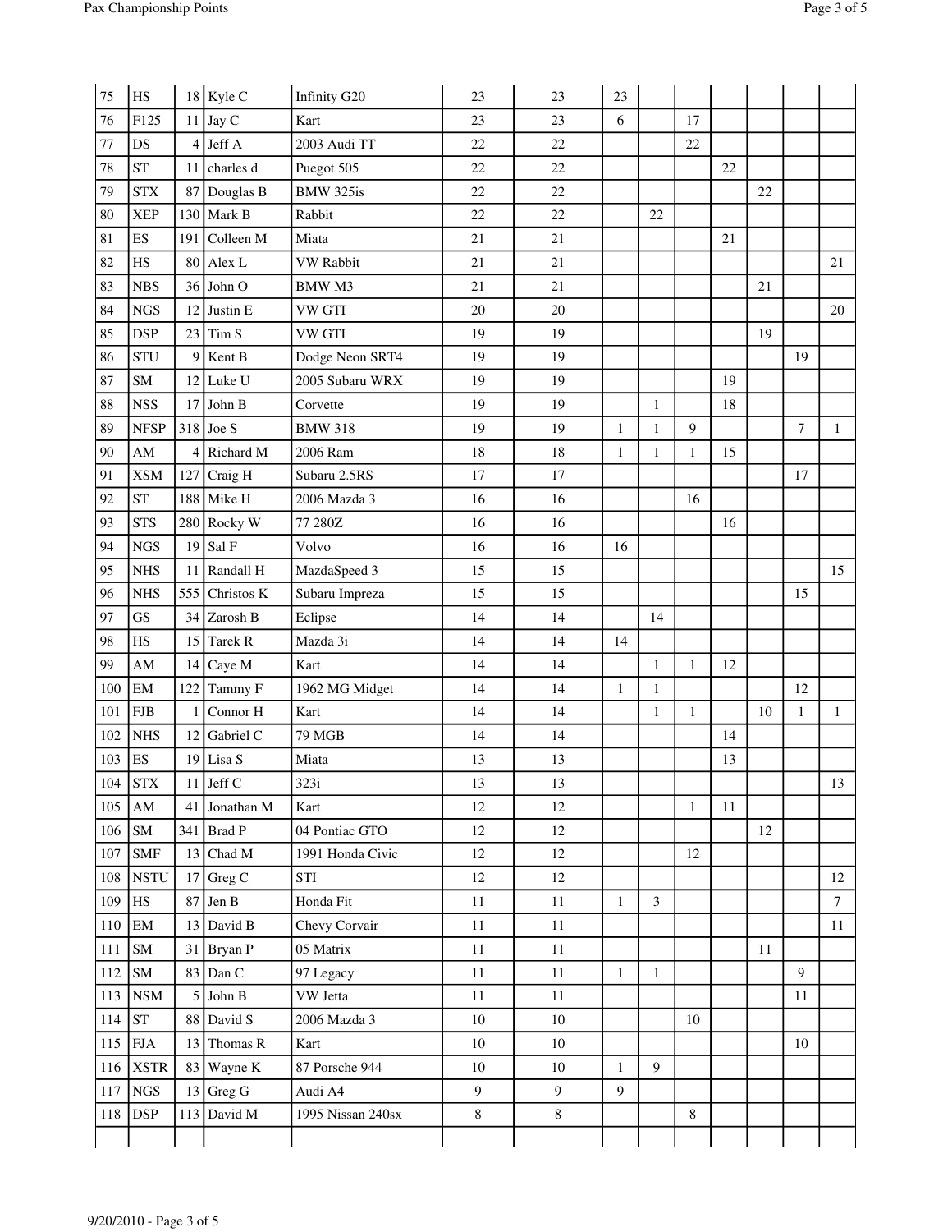| | | | | | | | | | | | | | |
|---|---|---|---|---|---|---|---|---|---|---|---|---|---|
| 75 | HS | 18 | Kyle C | Infinity G20 | 23 | 23 | 23 | | | | | | |
| 76 | F125 | 11 | Jay C | Kart | 23 | 23 | 6 | | 17 | | | | |
| 77 | DS | 4 | Jeff A | 2003 Audi TT | 22 | 22 | | | 22 | | | | |
| 78 | ST | 11 | charles d | Puegot 505 | 22 | 22 | | | | 22 | | | |
| 79 | STX | 87 | Douglas B | BMW 325is | 22 | 22 | | | | | 22 | | |
| 80 | XEP | 130 | Mark B | Rabbit | 22 | 22 | | 22 | | | | | |
| 81 | ES | 191 | Colleen M | Miata | 21 | 21 | | | | 21 | | | |
| 82 | HS | 80 | Alex L | VW Rabbit | 21 | 21 | | | | | | | 21 |
| 83 | NBS | 36 | John O | BMW M3 | 21 | 21 | | | | | 21 | | |
| 84 | NGS | 12 | Justin E | VW GTI | 20 | 20 | | | | | | | 20 |
| 85 | DSP | 23 | Tim S | VW GTI | 19 | 19 | | | | | 19 | | |
| 86 | STU | 9 | Kent B | Dodge Neon SRT4 | 19 | 19 | | | | | | 19 | |
| 87 | SM | 12 | Luke U | 2005 Subaru WRX | 19 | 19 | | | | 19 | | | |
| 88 | NSS | 17 | John B | Corvette | 19 | 19 | | 1 | | 18 | | | |
| 89 | NFSP | 318 | Joe S | BMW 318 | 19 | 19 | 1 | 1 | 9 | | | 7 | 1 |
| 90 | AM | 4 | Richard M | 2006 Ram | 18 | 18 | 1 | 1 | 1 | 15 | | | |
| 91 | XSM | 127 | Craig H | Subaru 2.5RS | 17 | 17 | | | | | | 17 | |
| 92 | ST | 188 | Mike H | 2006 Mazda 3 | 16 | 16 | | | 16 | | | | |
| 93 | STS | 280 | Rocky W | 77 280Z | 16 | 16 | | | | 16 | | | |
| 94 | NGS | 19 | Sal F | Volvo | 16 | 16 | 16 | | | | | | |
| 95 | NHS | 11 | Randall H | MazdaSpeed 3 | 15 | 15 | | | | | | | 15 |
| 96 | NHS | 555 | Christos K | Subaru Impreza | 15 | 15 | | | | | | 15 | |
| 97 | GS | 34 | Zarosh B | Eclipse | 14 | 14 | | 14 | | | | | |
| 98 | HS | 15 | Tarek R | Mazda 3i | 14 | 14 | 14 | | | | | | |
| 99 | AM | 14 | Caye M | Kart | 14 | 14 | | 1 | 1 | 12 | | | |
| 100 | EM | 122 | Tammy F | 1962 MG Midget | 14 | 14 | 1 | 1 | | | | 12 | |
| 101 | FJB | 1 | Connor H | Kart | 14 | 14 | | 1 | 1 | | 10 | 1 | 1 |
| 102 | NHS | 12 | Gabriel C | 79 MGB | 14 | 14 | | | | 14 | | | |
| 103 | ES | 19 | Lisa S | Miata | 13 | 13 | | | | 13 | | | |
| 104 | STX | 11 | Jeff C | 323i | 13 | 13 | | | | | | | 13 |
| 105 | AM | 41 | Jonathan M | Kart | 12 | 12 | | | 1 | 11 | | | |
| 106 | SM | 341 | Brad P | 04 Pontiac GTO | 12 | 12 | | | | | 12 | | |
| 107 | SMF | 13 | Chad M | 1991 Honda Civic | 12 | 12 | | | 12 | | | | |
| 108 | NSTU | 17 | Greg C | STI | 12 | 12 | | | | | | | 12 |
| 109 | HS | 87 | Jen B | Honda Fit | 11 | 11 | 1 | 3 | | | | | 7 |
| 110 | EM | 13 | David B | Chevy Corvair | 11 | 11 | | | | | | | 11 |
| 111 | SM | 31 | Bryan P | 05 Matrix | 11 | 11 | | | | | 11 | | |
| 112 | SM | 83 | Dan C | 97 Legacy | 11 | 11 | 1 | 1 | | | | 9 | |
| 113 | NSM | 5 | John B | VW Jetta | 11 | 11 | | | | | | 11 | |
| 114 | ST | 88 | David S | 2006 Mazda 3 | 10 | 10 | | | 10 | | | | |
| 115 | FJA | 13 | Thomas R | Kart | 10 | 10 | | | | | | 10 | |
| 116 | XSTR | 83 | Wayne K | 87 Porsche 944 | 10 | 10 | 1 | 9 | | | | | |
| 117 | NGS | 13 | Greg G | Audi A4 | 9 | 9 | 9 | | | | | | |
| 118 | DSP | 113 | David M | 1995 Nissan 240sx | 8 | 8 | | | 8 | | | | |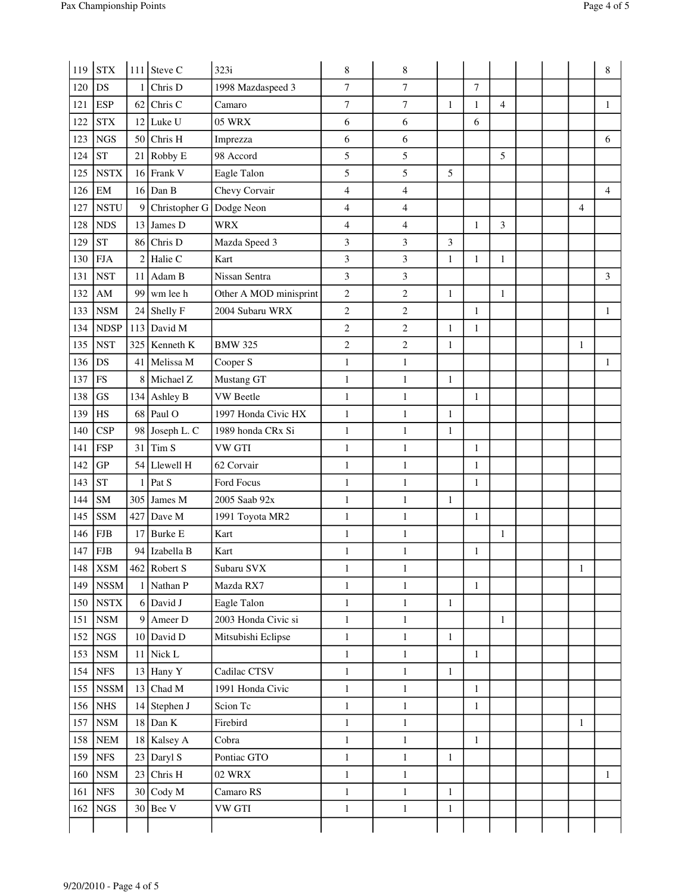| | | | | | | | | | | | | | |
|---|---|---|---|---|---|---|---|---|---|---|---|---|---|
| 119 | STX | 111 | Steve C | 323i | 8 | 8 | | | | | | | 8 |
| 120 | DS | 1 | Chris D | 1998 Mazdaspeed 3 | 7 | 7 | | 7 | | | | | |
| 121 | ESP | 62 | Chris C | Camaro | 7 | 7 | 1 | 1 | 4 | | | | 1 |
| 122 | STX | 12 | Luke U | 05 WRX | 6 | 6 | | 6 | | | | | |
| 123 | NGS | 50 | Chris H | Imprezza | 6 | 6 | | | | | | | 6 |
| 124 | ST | 21 | Robby E | 98 Accord | 5 | 5 | | | 5 | | | | |
| 125 | NSTX | 16 | Frank V | Eagle Talon | 5 | 5 | 5 | | | | | | |
| 126 | EM | 16 | Dan B | Chevy Corvair | 4 | 4 | | | | | | | 4 |
| 127 | NSTU | 9 | Christopher G | Dodge Neon | 4 | 4 | | | | | | 4 | |
| 128 | NDS | 13 | James D | WRX | 4 | 4 | | 1 | 3 | | | | |
| 129 | ST | 86 | Chris D | Mazda Speed 3 | 3 | 3 | 3 | | | | | | |
| 130 | FJA | 2 | Halie C | Kart | 3 | 3 | 1 | 1 | 1 | | | | |
| 131 | NST | 11 | Adam B | Nissan Sentra | 3 | 3 | | | | | | | 3 |
| 132 | AM | 99 | wm lee h | Other A MOD minisprint | 2 | 2 | 1 | | 1 | | | | |
| 133 | NSM | 24 | Shelly F | 2004 Subaru WRX | 2 | 2 | | 1 | | | | | 1 |
| 134 | NDSP | 113 | David M | | 2 | 2 | 1 | 1 | | | | | |
| 135 | NST | 325 | Kenneth K | BMW 325 | 2 | 2 | 1 | | | | | 1 | |
| 136 | DS | 41 | Melissa M | Cooper S | 1 | 1 | | | | | | | 1 |
| 137 | FS | 8 | Michael Z | Mustang GT | 1 | 1 | 1 | | | | | | |
| 138 | GS | 134 | Ashley B | VW Beetle | 1 | 1 | | 1 | | | | | |
| 139 | HS | 68 | Paul O | 1997 Honda Civic HX | 1 | 1 | 1 | | | | | | |
| 140 | CSP | 98 | Joseph L. C | 1989 honda CRx Si | 1 | 1 | 1 | | | | | | |
| 141 | FSP | 31 | Tim S | VW GTI | 1 | 1 | | 1 | | | | | |
| 142 | GP | 54 | Llewell H | 62 Corvair | 1 | 1 | | 1 | | | | | |
| 143 | ST | 1 | Pat S | Ford Focus | 1 | 1 | | 1 | | | | | |
| 144 | SM | 305 | James M | 2005 Saab 92x | 1 | 1 | 1 | | | | | | |
| 145 | SSM | 427 | Dave M | 1991 Toyota MR2 | 1 | 1 | | 1 | | | | | |
| 146 | FJB | 17 | Burke E | Kart | 1 | 1 | | | 1 | | | | |
| 147 | FJB | 94 | Izabella B | Kart | 1 | 1 | | 1 | | | | | |
| 148 | XSM | 462 | Robert S | Subaru SVX | 1 | 1 | | | | | | 1 | |
| 149 | NSSM | 1 | Nathan P | Mazda RX7 | 1 | 1 | | 1 | | | | | |
| 150 | NSTX | 6 | David J | Eagle Talon | 1 | 1 | 1 | | | | | | |
| 151 | NSM | 9 | Ameer D | 2003 Honda Civic si | 1 | 1 | | | 1 | | | | |
| 152 | NGS | 10 | David D | Mitsubishi Eclipse | 1 | 1 | 1 | | | | | | |
| 153 | NSM | 11 | Nick L | | 1 | 1 | | 1 | | | | | |
| 154 | NFS | 13 | Hany Y | Cadilac CTSV | 1 | 1 | 1 | | | | | | |
| 155 | NSSM | 13 | Chad M | 1991 Honda Civic | 1 | 1 | | 1 | | | | | |
| 156 | NHS | 14 | Stephen J | Scion Tc | 1 | 1 | | 1 | | | | | |
| 157 | NSM | 18 | Dan K | Firebird | 1 | 1 | | | | | | 1 | |
| 158 | NEM | 18 | Kalsey A | Cobra | 1 | 1 | | 1 | | | | | |
| 159 | NFS | 23 | Daryl S | Pontiac GTO | 1 | 1 | 1 | | | | | | |
| 160 | NSM | 23 | Chris H | 02 WRX | 1 | 1 | | | | | | | 1 |
| 161 | NFS | 30 | Cody M | Camaro RS | 1 | 1 | 1 | | | | | | |
| 162 | NGS | 30 | Bee V | VW GTI | 1 | 1 | 1 | | | | | | |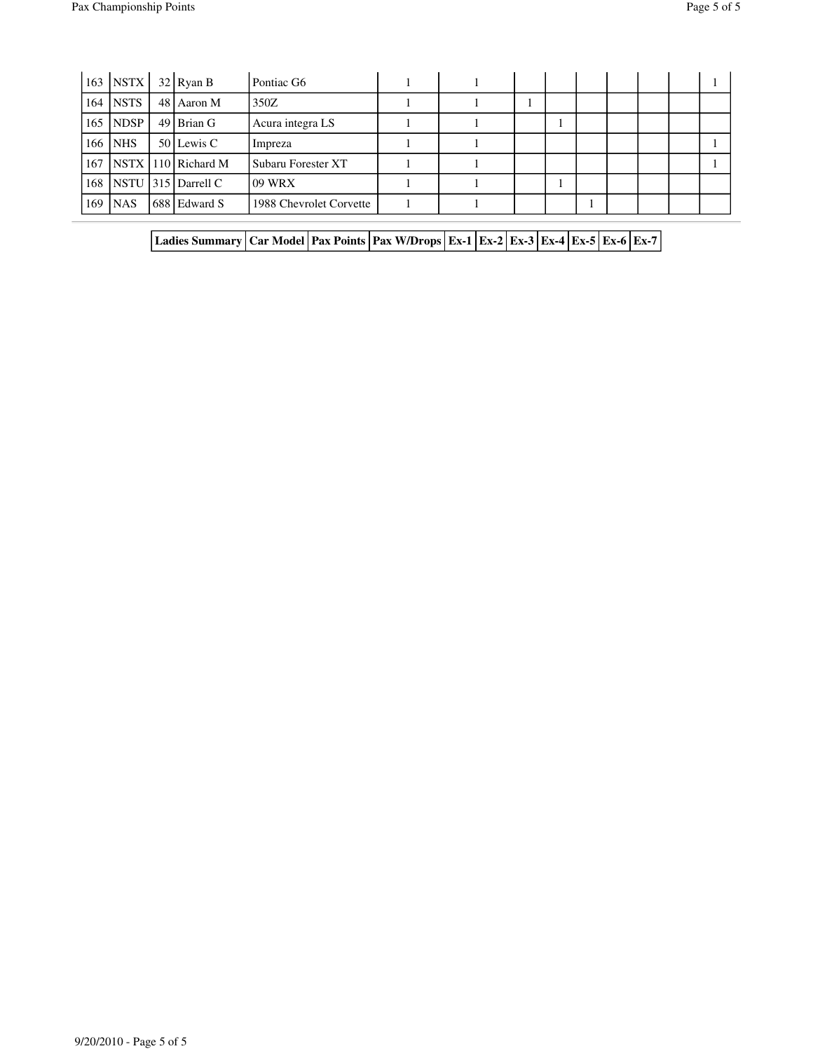| | | | | | | | | | | | | | |
|---|---|---|---|---|---|---|---|---|---|---|---|---|---|
| 163 | NSTX | 32 | Ryan B | Pontiac G6 | 1 | 1 | | | | | | | 1 |
| 164 | NSTS | 48 | Aaron M | 350Z | 1 | 1 | 1 | | | | | | |
| 165 | NDSP | 49 | Brian G | Acura integra LS | 1 | 1 | | 1 | | | | | |
| 166 | NHS | 50 | Lewis C | Impreza | 1 | 1 | | | | | | | 1 |
| 167 | NSTX | 110 | Richard M | Subaru Forester XT | 1 | 1 | | | | | | | 1 |
| 168 | NSTU | 315 | Darrell C | 09 WRX | 1 | 1 | | 1 | | | | | |
| 169 | NAS | 688 | Edward S | 1988 Chevrolet Corvette | 1 | 1 | | | 1 | | | | |

| Ladies Summary | Car Model | Pax Points | Pax W/Drops | Ex-1 | Ex-2 | Ex-3 | Ex-4 | Ex-5 | Ex-6 | Ex-7 |
|---|---|---|---|---|---|---|---|---|---|---|